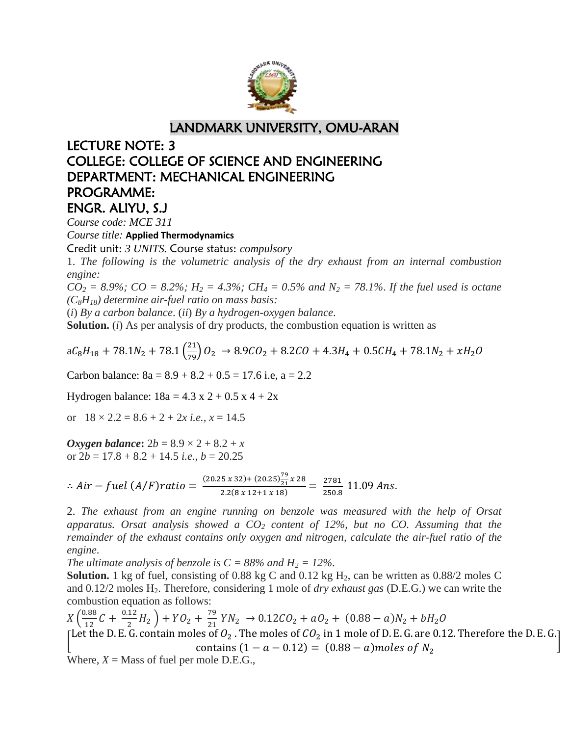# LANDMARK UNIVERSITY, OMU-ARAN

## LECTURE NOTE: 3

## COLLEGE: COLLEGE OF SCIENCE AND ENGINEERING

## DEPARTMENT: MECHANICAL ENGINEERING

## PROGRAMME:

## ENGR. ALIYU, S.J

*Course code: MCE 311*

*Course title:* **Applied Thermodynamics**

Credit unit: *3 UNITS.* Course status: *compulsory*

1. *The following is the volumetric analysis of the dry exhaust from an internal combustion engine:*

*$CO_2$ = 8.9%; CO = 8.2%; $H_2$ = 4.3%; $CH_4$ = 0.5% and $N_2$ = 78.1%. If the fuel used is octane ($C_8H_{18}$) determine air-fuel ratio on mass basis:*

(*i*) *By a carbon balance*. (*ii*) *By a hydrogen-oxygen balance*.

**Solution.** (*i*) As per analysis of dry products, the combustion equation is written as

$$aC_8H_{18} + 78.1N_2 + 78.1\left(\frac{21}{79}\right)O_2 \rightarrow 8.9CO_2 + 8.2CO + 4.3H_4 + 0.5CH_4 + 78.1N_2 + xH_2O$$

Carbon balance: 8a = 8.9 + 8.2 + 0.5 = 17.6 i.e, a = 2.2

Hydrogen balance: 18a = 4.3 x 2 + 0.5 x 4 + 2x

or 18 × 2.2 = 8.6 + 2 + 2*x i.e., x* = 14.5

***Oxygen balance*:** 2*b* = 8.9 × 2 + 8.2 + *x*

or 2*b* = 17.8 + 8.2 + 14.5 *i.e., b* = 20.25

$$\therefore Air - fuel\ (A/F) ratio = \frac{(20.25\ x\ 32) + (20.25)\frac{79}{21}x\ 28}{2.2(8\ x\ 12 + 1\ x\ 18)} = \frac{2781}{250.8}\ 11.09\ Ans.$$

2. *The exhaust from an engine running on benzole was measured with the help of Orsat apparatus. Orsat analysis showed a $CO_2$ content of 12%, but no CO. Assuming that the remainder of the exhaust contains only oxygen and nitrogen, calculate the air-fuel ratio of the engine.*

*The ultimate analysis of benzole is C = 88% and $H_2$ = 12%.*

**Solution.** 1 kg of fuel, consisting of 0.88 kg C and 0.12 kg $H_2$, can be written as 0.88/2 moles C and 0.12/2 moles $H_2$. Therefore, considering 1 mole of *dry exhaust gas* (D.E.G.) we can write the combustion equation as follows:

$$X\left(\frac{0.88}{12}C + \frac{0.12}{2}H_2\right) + YO_2 + \frac{79}{21}YN_2 \rightarrow 0.12CO_2 + aO_2 + (0.88 - a)N_2 + bH_2O$$

[Let the D. E. G. contain moles of $O_2$. The moles of $CO_2$ in 1 mole of D. E. G. are 0.12. Therefore the D. E. G. contains $(1 - a - 0.12) = (0.88 - a)$ moles of $N_2$]

Where, *X* = Mass of fuel per mole D.E.G.,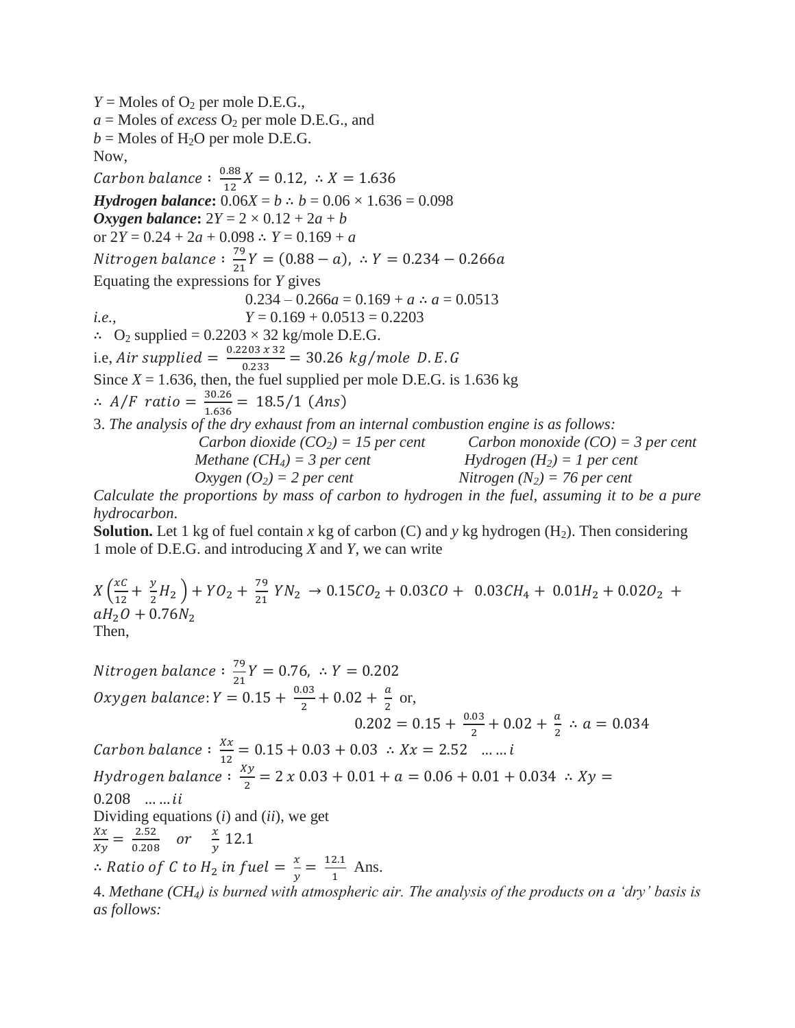$Y$ = Moles of $O_2$ per mole D.E.G.,
$a$ = Moles of *excess* $O_2$ per mole D.E.G., and
$b$ = Moles of $H_2O$ per mole D.E.G.

Now,

$Carbon\ balance: \frac{0.88}{12}X = 0.12,\ \therefore X = 1.636$

***Hydrogen balance*:** $0.06X = b \therefore b = 0.06 \times 1.636 = 0.098$

***Oxygen balance*:** $2Y = 2 \times 0.12 + 2a + b$

or $2Y = 0.24 + 2a + 0.098 \therefore Y = 0.169 + a$

$Nitrogen\ balance: \frac{79}{21}Y = (0.88 - a),\ \therefore Y = 0.234 - 0.266a$

Equating the expressions for $Y$ gives

$$0.234 - 0.266a = 0.169 + a \therefore a = 0.0513$$

*i.e.,* $Y = 0.169 + 0.0513 = 0.2203$

$\therefore$ $O_2$ supplied = $0.2203 \times 32$ kg/mole D.E.G.

i.e, $Air\ supplied = \frac{0.2203 \times 32}{0.233} = 30.26\ kg/mole\ D.E.G$

Since $X = 1.636$, then, the fuel supplied per mole D.E.G. is 1.636 kg

$\therefore\ A/F\ ratio = \frac{30.26}{1.636} = 18.5/1\ (Ans)$

3. *The analysis of the dry exhaust from an internal combustion engine is as follows:*

*Carbon dioxide ($CO_2$) = 15 per cent* *Carbon monoxide (CO) = 3 per cent*
*Methane ($CH_4$) = 3 per cent* *Hydrogen ($H_2$) = 1 per cent*
*Oxygen ($O_2$) = 2 per cent* *Nitrogen ($N_2$) = 76 per cent*

*Calculate the proportions by mass of carbon to hydrogen in the fuel, assuming it to be a pure hydrocarbon.*

**Solution.** Let 1 kg of fuel contain $x$ kg of carbon (C) and $y$ kg hydrogen ($H_2$). Then considering 1 mole of D.E.G. and introducing $X$ and $Y$, we can write

$$X\left(\frac{xC}{12} + \frac{y}{2}H_2\right) + YO_2 + \frac{79}{21}YN_2 \rightarrow 0.15CO_2 + 0.03CO + 0.03CH_4 + 0.01H_2 + 0.02O_2 + aH_2O + 0.76N_2$$

Then,

$Nitrogen\ balance: \frac{79}{21}Y = 0.76,\ \therefore Y = 0.202$

$Oxygen\ balance: Y = 0.15 + \frac{0.03}{2} + 0.02 + \frac{a}{2}$ or,

$$0.202 = 0.15 + \frac{0.03}{2} + 0.02 + \frac{a}{2} \therefore a = 0.034$$

$Carbon\ balance: \frac{Xx}{12} = 0.15 + 0.03 + 0.03 \therefore Xx = 2.52 \quad \ldots\ldots i$

$Hydrogen\ balance: \frac{Xy}{2} = 2 \times 0.03 + 0.01 + a = 0.06 + 0.01 + 0.034 \therefore Xy = 0.208 \quad \ldots\ldots ii$

Dividing equations (*i*) and (*ii*), we get

$\frac{Xx}{Xy} = \frac{2.52}{0.208} \quad or \quad \frac{x}{y}\ 12.1$

$\therefore Ratio\ of\ C\ to\ H_2\ in\ fuel = \frac{x}{y} = \frac{12.1}{1}$ Ans.

4. *Methane ($CH_4$) is burned with atmospheric air. The analysis of the products on a 'dry' basis is as follows:*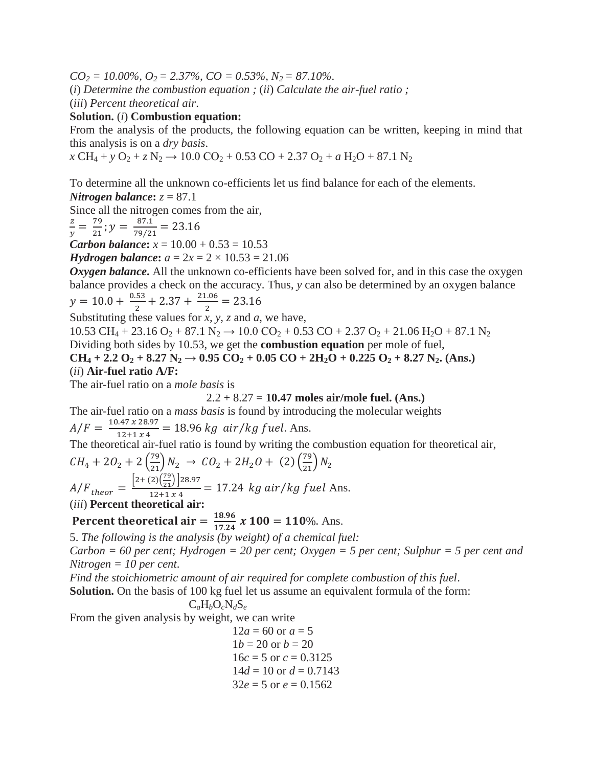*$CO_2$ = 10.00%, $O_2$ = 2.37%, CO = 0.53%, $N_2$ = 87.10%.*

(*i*) *Determine the combustion equation ;* (*ii*) *Calculate the air-fuel ratio ;*

(*iii*) *Percent theoretical air*.

**Solution.** (*i*) **Combustion equation:**

From the analysis of the products, the following equation can be written, keeping in mind that this analysis is on a *dry basis*.

$x\,CH_4 + y\,O_2 + z\,N_2 \rightarrow 10.0\,CO_2 + 0.53\,CO + 2.37\,O_2 + a\,H_2O + 87.1\,N_2$

To determine all the unknown co-efficients let us find balance for each of the elements.

***Nitrogen balance*:** $z = 87.1$

Since all the nitrogen comes from the air,

$$\frac{z}{y} = \frac{79}{21};\; y = \frac{87.1}{79/21} = 23.16$$

***Carbon balance*:** $x = 10.00 + 0.53 = 10.53$

***Hydrogen balance*:** $a = 2x = 2 \times 10.53 = 21.06$

***Oxygen balance*.** All the unknown co-efficients have been solved for, and in this case the oxygen balance provides a check on the accuracy. Thus, $y$ can also be determined by an oxygen balance

$$y = 10.0 + \frac{0.53}{2} + 2.37 + \frac{21.06}{2} = 23.16$$

Substituting these values for *x, y, z* and *a*, we have,

$10.53\,CH_4 + 23.16\,O_2 + 87.1\,N_2 \rightarrow 10.0\,CO_2 + 0.53\,CO + 2.37\,O_2 + 21.06\,H_2O + 87.1\,N_2$

Dividing both sides by 10.53, we get the **combustion equation** per mole of fuel,

$$\mathbf{CH_4 + 2.2\,O_2 + 8.27\,N_2 \rightarrow 0.95\,CO_2 + 0.05\,CO + 2H_2O + 0.225\,O_2 + 8.27\,N_2}$$ **(Ans.)**

(*ii*) **Air-fuel ratio A/F:**

The air-fuel ratio on a *mole basis* is

$2.2 + 8.27 =$ **10.47 moles air/mole fuel. (Ans.)**

The air-fuel ratio on a *mass basis* is found by introducing the molecular weights

$$A/F = \frac{10.47 \times 28.97}{12 + 1 \times 4} = 18.96\ kg\ air/kg\ fuel. \text{ Ans.}$$

The theoretical air-fuel ratio is found by writing the combustion equation for theoretical air,

$$CH_4 + 2O_2 + 2\left(\frac{79}{21}\right)N_2 \rightarrow CO_2 + 2H_2O + (2)\left(\frac{79}{21}\right)N_2$$

$$A/F_{theor} = \frac{\left[2 + (2)\left(\frac{79}{21}\right)\right]28.97}{12 + 1 \times 4} = 17.24\ kg\ air/kg\ fuel \text{ Ans.}$$

(*iii*) **Percent theoretical air:**

$$\textbf{Percent theoretical air} = \frac{\mathbf{18.96}}{\mathbf{17.24}} \times \mathbf{100} = \mathbf{110}\%. \text{ Ans.}$$

5. *The following is the analysis (by weight) of a chemical fuel:*

*Carbon = 60 per cent; Hydrogen = 20 per cent; Oxygen = 5 per cent; Sulphur = 5 per cent and Nitrogen = 10 per cent*.

*Find the stoichiometric amount of air required for complete combustion of this fuel*.

**Solution.** On the basis of 100 kg fuel let us assume an equivalent formula of the form:

$$C_aH_bO_cN_dS_e$$

From the given analysis by weight, we can write

$12a = 60$ or $a = 5$

$1b = 20$ or $b = 20$

$16c = 5$ or $c = 0.3125$

$14d = 10$ or $d = 0.7143$

$32e = 5$ or $e = 0.1562$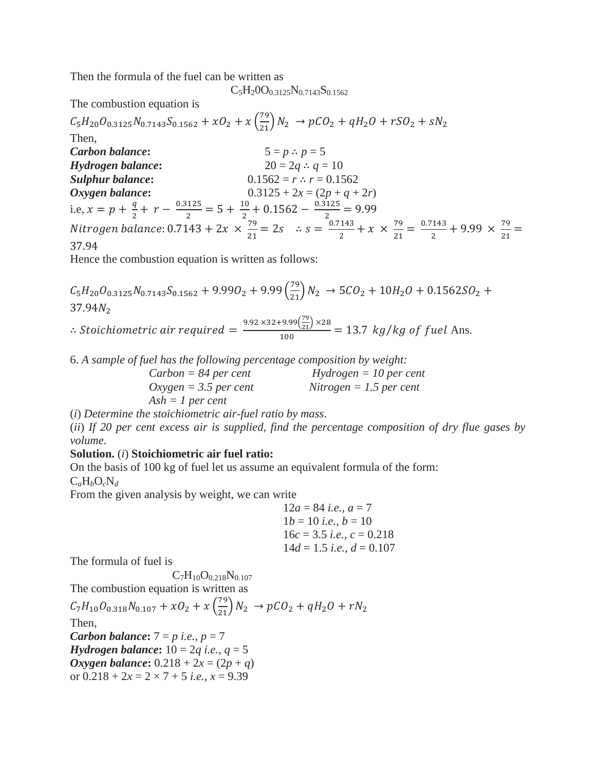Then the formula of the fuel can be written as

$C_5H_20O_{0.3125}N_{0.7143}S_{0.1562}$

The combustion equation is

$$C_5H_{20}O_{0.3125}N_{0.7143}S_{0.1562} + xO_2 + x\left(\frac{79}{21}\right)N_2 \rightarrow pCO_2 + qH_2O + rSO_2 + sN_2$$

Then,

***Carbon balance*:** $5 = p \therefore p = 5$

***Hydrogen balance*:** $20 = 2q \therefore q = 10$

***Sulphur balance*:** $0.1562 = r \therefore r = 0.1562$

***Oxygen balance*:** $0.3125 + 2x = (2p + q + 2r)$

i.e, $x = p + \frac{q}{2} + r - \frac{0.3125}{2} = 5 + \frac{10}{2} + 0.1562 - \frac{0.3125}{2} = 9.99$

$Nitrogen\ balance$: $0.7143 + 2x \times \frac{79}{21} = 2s \quad \therefore s = \frac{0.7143}{2} + x \times \frac{79}{21} = \frac{0.7143}{2} + 9.99 \times \frac{79}{21} = 37.94$

Hence the combustion equation is written as follows:

$$C_5H_{20}O_{0.3125}N_{0.7143}S_{0.1562} + 9.99O_2 + 9.99\left(\frac{79}{21}\right)N_2 \rightarrow 5CO_2 + 10H_2O + 0.1562SO_2 + 37.94N_2$$

$$\therefore Stoichiometric\ air\ required = \frac{9.92 \times 32 + 9.99\left(\frac{79}{21}\right) \times 28}{100} = 13.7\ kg/kg\ of\ fuel \text{ Ans.}$$

6. *A sample of fuel has the following percentage composition by weight:*

*Carbon = 84 per cent* *Hydrogen = 10 per cent*
*Oxygen = 3.5 per cent* *Nitrogen = 1.5 per cent*
*Ash = 1 per cent*

(*i*) *Determine the stoichiometric air-fuel ratio by mass*.

(*ii*) *If 20 per cent excess air is supplied, find the percentage composition of dry flue gases by volume*.

**Solution.** (*i*) **Stoichiometric air fuel ratio:**

On the basis of 100 kg of fuel let us assume an equivalent formula of the form:

$C_aH_bO_cN_d$

From the given analysis by weight, we can write

$12a = 84$ *i.e.*, $a = 7$
$1b = 10$ *i.e.*, $b = 10$
$16c = 3.5$ *i.e.*, $c = 0.218$
$14d = 1.5$ *i.e.*, $d = 0.107$

The formula of fuel is

$C_7H_{10}O_{0.218}N_{0.107}$

The combustion equation is written as

$$C_7H_{10}O_{0.318}N_{0.107} + xO_2 + x\left(\frac{79}{21}\right)N_2 \rightarrow pCO_2 + qH_2O + rN_2$$

Then,

***Carbon balance*:** $7 = p$ *i.e.*, $p = 7$

***Hydrogen balance*:** $10 = 2q$ *i.e.*, $q = 5$

***Oxygen balance*:** $0.218 + 2x = (2p + q)$

or $0.218 + 2x = 2 \times 7 + 5$ *i.e.*, $x = 9.39$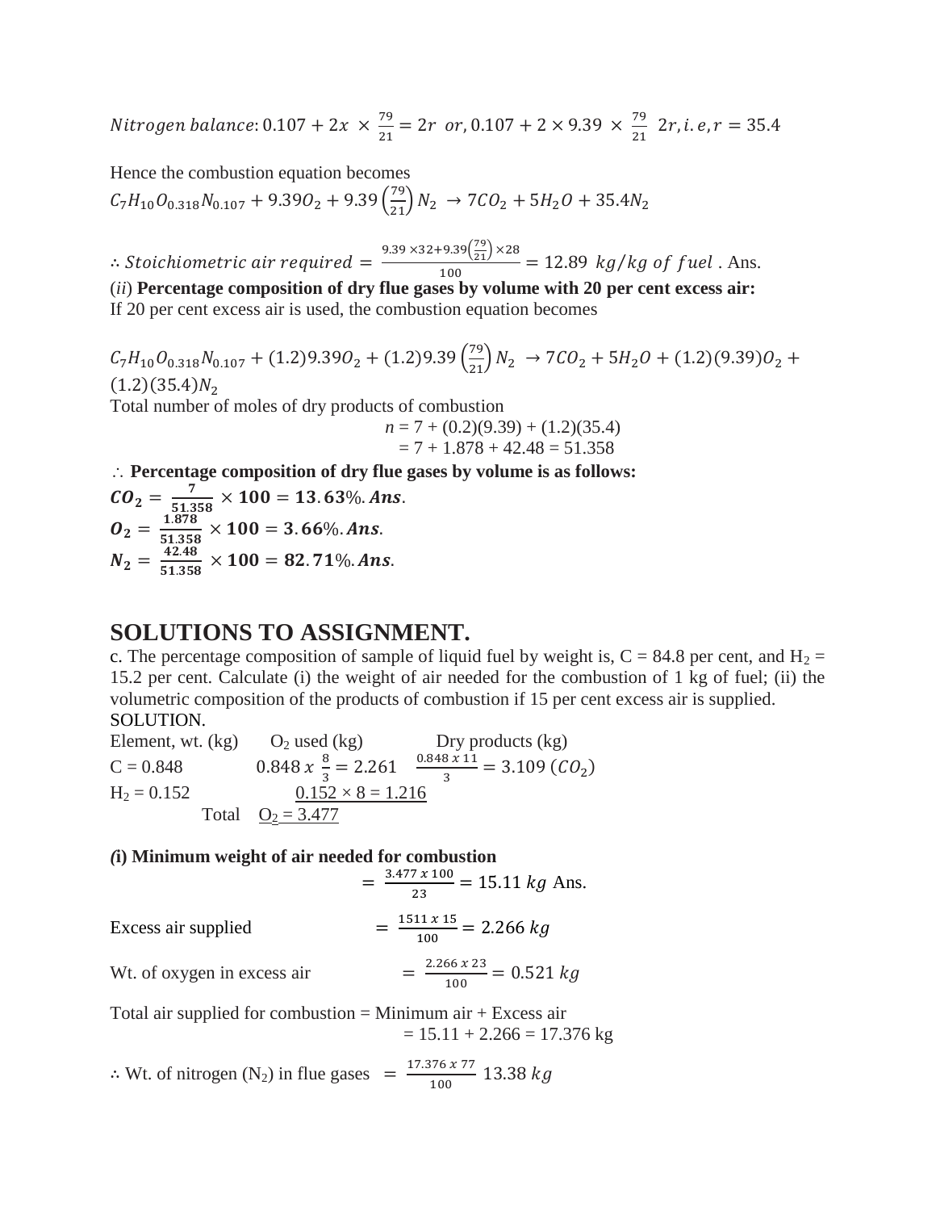$Nitrogen\ balance$: $0.107 + 2x \times \frac{79}{21} = 2r$ $or, 0.107 + 2 \times 9.39 \times \frac{79}{21}$ $2r, i.e, r = 35.4$

Hence the combustion equation becomes

$$C_7H_{10}O_{0.318}N_{0.107} + 9.39O_2 + 9.39\left(\frac{79}{21}\right)N_2 \rightarrow 7CO_2 + 5H_2O + 35.4N_2$$

$\therefore Stoichiometric\ air\ required = \frac{9.39 \times 32 + 9.39\left(\frac{79}{21}\right) \times 28}{100} = 12.89\ kg/kg\ of\ fuel$ . Ans.

(*ii*) **Percentage composition of dry flue gases by volume with 20 per cent excess air:**

If 20 per cent excess air is used, the combustion equation becomes

$$C_7H_{10}O_{0.318}N_{0.107} + (1.2)9.39O_2 + (1.2)9.39\left(\frac{79}{21}\right)N_2 \rightarrow 7CO_2 + 5H_2O + (1.2)(9.39)O_2 + (1.2)(35.4)N_2$$

Total number of moles of dry products of combustion

$$n = 7 + (0.2)(9.39) + (1.2)(35.4)$$
$$= 7 + 1.878 + 42.48 = 51.358$$

$\therefore$ **Percentage composition of dry flue gases by volume is as follows:**

$\boldsymbol{CO_2 = \frac{7}{51.358} \times 100 = 13.63\%. Ans.}$

$\boldsymbol{O_2 = \frac{1.878}{51.358} \times 100 = 3.66\%. Ans.}$

$\boldsymbol{N_2 = \frac{42.48}{51.358} \times 100 = 82.71\%. Ans.}$

## SOLUTIONS TO ASSIGNMENT.

c. The percentage composition of sample of liquid fuel by weight is, C = 84.8 per cent, and $H_2$ = 15.2 per cent. Calculate (i) the weight of air needed for the combustion of 1 kg of fuel; (ii) the volumetric composition of the products of combustion if 15 per cent excess air is supplied.

SOLUTION.

| Element, wt. (kg) | $O_2$ used (kg) | Dry products (kg) |
|---|---|---|
| C = 0.848 | $0.848\ x\ \frac{8}{3} = 2.261$ | $\frac{0.848\ x\ 11}{3} = 3.109\ (CO_2)$ |
| $H_2$ = 0.152 | $0.152 \times 8 = 1.216$ | |
| Total | $O_2 = 3.477$ | |

***(*i*) Minimum weight of air needed for combustion***

$$= \frac{3.477\ x\ 100}{23} = 15.11\ kg \text{ Ans.}$$

Excess air supplied $= \frac{1511\ x\ 15}{100} = 2.266\ kg$

Wt. of oxygen in excess air $= \frac{2.266\ x\ 23}{100} = 0.521\ kg$

Total air supplied for combustion = Minimum air + Excess air

= 15.11 + 2.266 = 17.376 kg

$\therefore$ Wt. of nitrogen ($N_2$) in flue gases $= \frac{17.376\ x\ 77}{100}\ 13.38\ kg$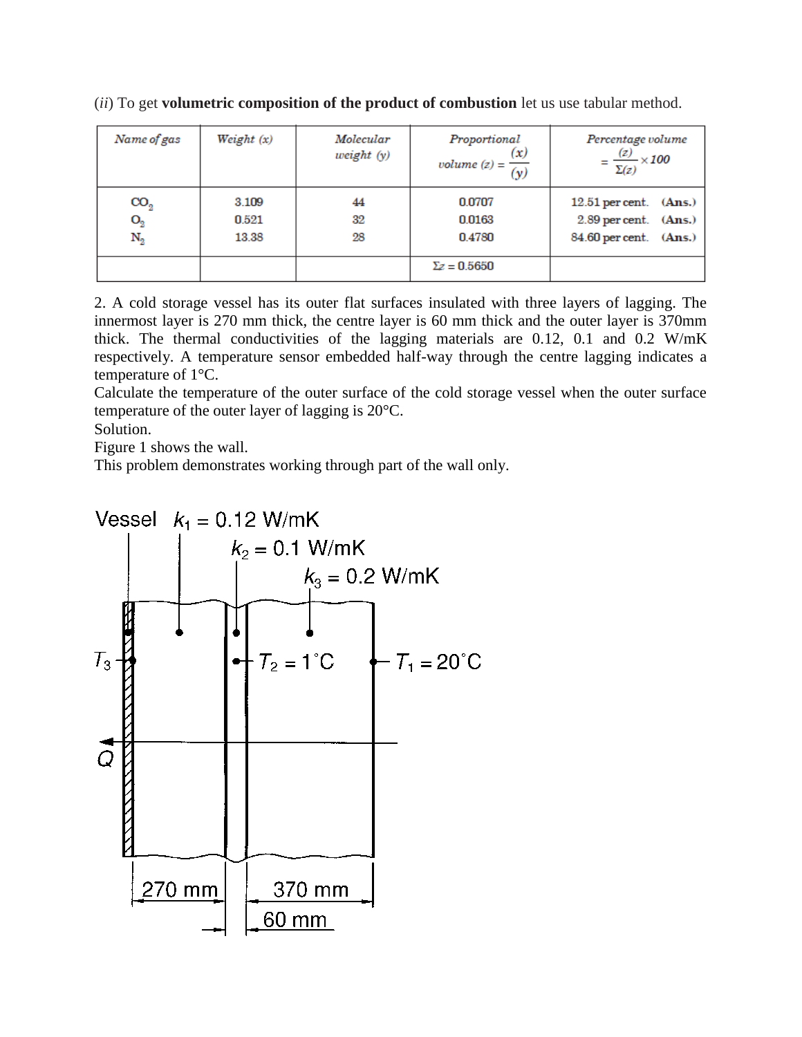(*ii*) To get **volumetric composition of the product of combustion** let us use tabular method.

| *Name of gas* | *Weight (x)* | *Molecular weight (y)* | *Proportional volume* $(z) = \frac{(x)}{(y)}$ | *Percentage volume* $= \frac{(z)}{\Sigma(z)} \times 100$ |
|---|---|---|---|---|
| $CO_2$ | 3.109 | 44 | 0.0707 | 12.51 per cent. **(Ans.)** |
| $O_2$ | 0.521 | 32 | 0.0163 | 2.89 per cent. **(Ans.)** |
| $N_2$ | 13.38 | 28 | 0.4780 | 84.60 per cent. **(Ans.)** |
| | | | $\Sigma z = 0.5650$ | |

2. A cold storage vessel has its outer flat surfaces insulated with three layers of lagging. The innermost layer is 270 mm thick, the centre layer is 60 mm thick and the outer layer is 370mm thick. The thermal conductivities of the lagging materials are 0.12, 0.1 and 0.2 W/mK respectively. A temperature sensor embedded half-way through the centre lagging indicates a temperature of 1°C.

Calculate the temperature of the outer surface of the cold storage vessel when the outer surface temperature of the outer layer of lagging is 20°C.

Solution.

Figure 1 shows the wall.

This problem demonstrates working through part of the wall only.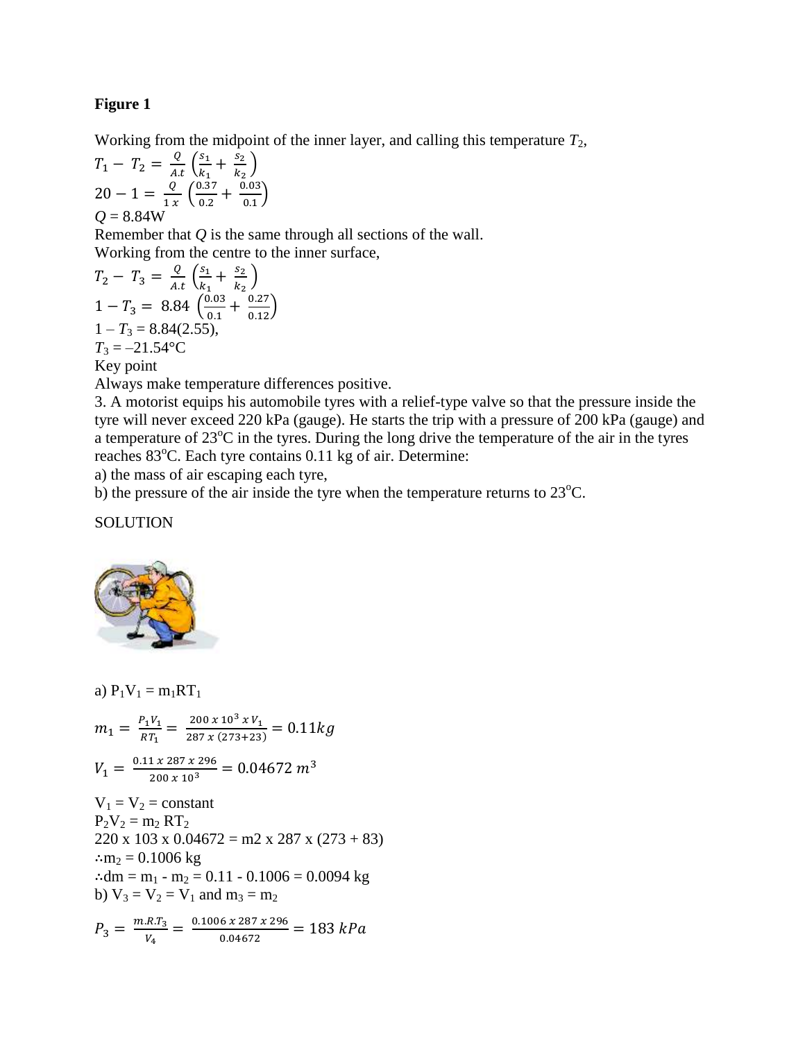**Figure 1**

Working from the midpoint of the inner layer, and calling this temperature $T_2$,

$$T_1 - T_2 = \frac{Q}{A.t}\left(\frac{s_1}{k_1} + \frac{s_2}{k_2}\right)$$

$$20 - 1 = \frac{Q}{1\ x}\left(\frac{0.37}{0.2} + \frac{0.03}{0.1}\right)$$

$Q$ = 8.84W

Remember that $Q$ is the same through all sections of the wall.

Working from the centre to the inner surface,

$$T_2 - T_3 = \frac{Q}{A.t}\left(\frac{s_1}{k_1} + \frac{s_2}{k_2}\right)$$

$$1 - T_3 = 8.84\left(\frac{0.03}{0.1} + \frac{0.27}{0.12}\right)$$

$1 - T_3 = 8.84(2.55)$,

$T_3 = -21.54$°C

Key point

Always make temperature differences positive.

3. A motorist equips his automobile tyres with a relief-type valve so that the pressure inside the tyre will never exceed 220 kPa (gauge). He starts the trip with a pressure of 200 kPa (gauge) and a temperature of 23$^o$C in the tyres. During the long drive the temperature of the air in the tyres reaches 83$^o$C. Each tyre contains 0.11 kg of air. Determine:

a) the mass of air escaping each tyre,

b) the pressure of the air inside the tyre when the temperature returns to 23$^o$C.

SOLUTION

a) $P_1V_1 = m_1RT_1$

$$m_1 = \frac{P_1V_1}{RT_1} = \frac{200\ x\ 10^3\ x\ V_1}{287\ x\ (273+23)} = 0.11kg$$

$$V_1 = \frac{0.11\ x\ 287\ x\ 296}{200\ x\ 10^3} = 0.04672\ m^3$$

$V_1 = V_2$ = constant

$P_2V_2 = m_2\ RT_2$

220 x 103 x 0.04672 = m2 x 287 x (273 + 83)

$\therefore m_2$ = 0.1006 kg

$\therefore dm = m_1 - m_2$ = 0.11 - 0.1006 = 0.0094 kg

b) $V_3 = V_2 = V_1$ and $m_3 = m_2$

$$P_3 = \frac{m.R.T_3}{V_4} = \frac{0.1006\ x\ 287\ x\ 296}{0.04672} = 183\ kPa$$